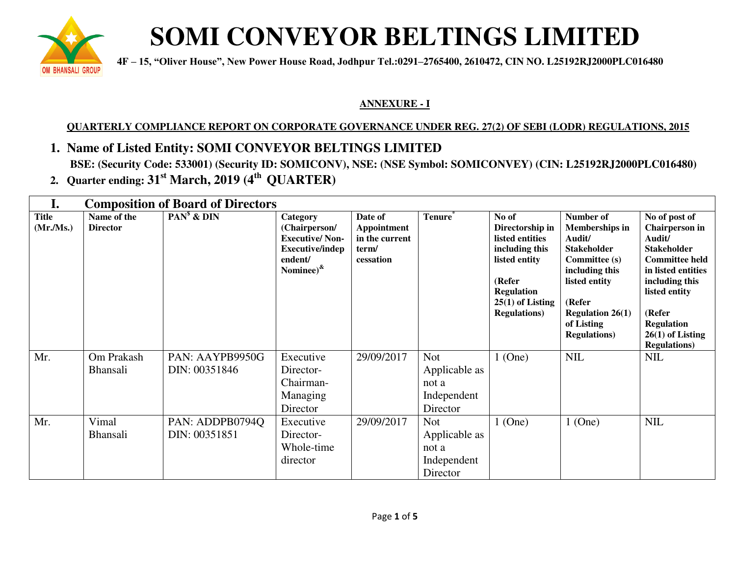# SOMI CONVEYOR BELTINGS LIMITED

**4F – 15, "Oliver House", New Power House Road, Jodhpur Tel.:0291–2765400, 2610472, CIN NO. L25192RJ2000PLC016480**

**ANNEXURE - I**

**QUARTERLY COMPLIANCE REPORT ON CORPORATE GOVERNANCE UNDER REG. 27(2) OF SEBI (LODR) REGULATIONS, 2015**

1. **Name of Listed Entity: SOMI CONVEYOR BELTINGS LIMITED**
   **BSE: (Security Code: 533001) (Security ID: SOMICONV), NSE: (NSE Symbol: SOMICONVEY) (CIN: L25192RJ2000PLC016480)**
2. **Quarter ending: 31st March, 2019 (4th QUARTER)**

## I. Composition of Board of Directors

| Title (Mr./Ms.) | Name of the Director | PAN$ & DIN | Category (Chairperson/ Executive/ Non-Executive/independent/ Nominee)& | Date of Appointment in the current term/ cessation | Tenure* | No of Directorship in listed entities including this listed entity (Refer Regulation 25(1) of Listing Regulations) | Number of Memberships in Audit/ Stakeholder Committee (s) including this listed entity (Refer Regulation 26(1) of Listing Regulations) | No of post of Chairperson in Audit/ Stakeholder Committee held in listed entities including this listed entity (Refer Regulation 26(1) of Listing Regulations) |
|---|---|---|---|---|---|---|---|---|
| Mr. | Om Prakash Bhansali | PAN: AAYPB9950G DIN: 00351846 | Executive Director-Chairman-Managing Director | 29/09/2017 | Not Applicable as not a Independent Director | 1 (One) | NIL | NIL |
| Mr. | Vimal Bhansali | PAN: ADDPB0794Q DIN: 00351851 | Executive Director-Whole-time director | 29/09/2017 | Not Applicable as not a Independent Director | 1 (One) | 1 (One) | NIL |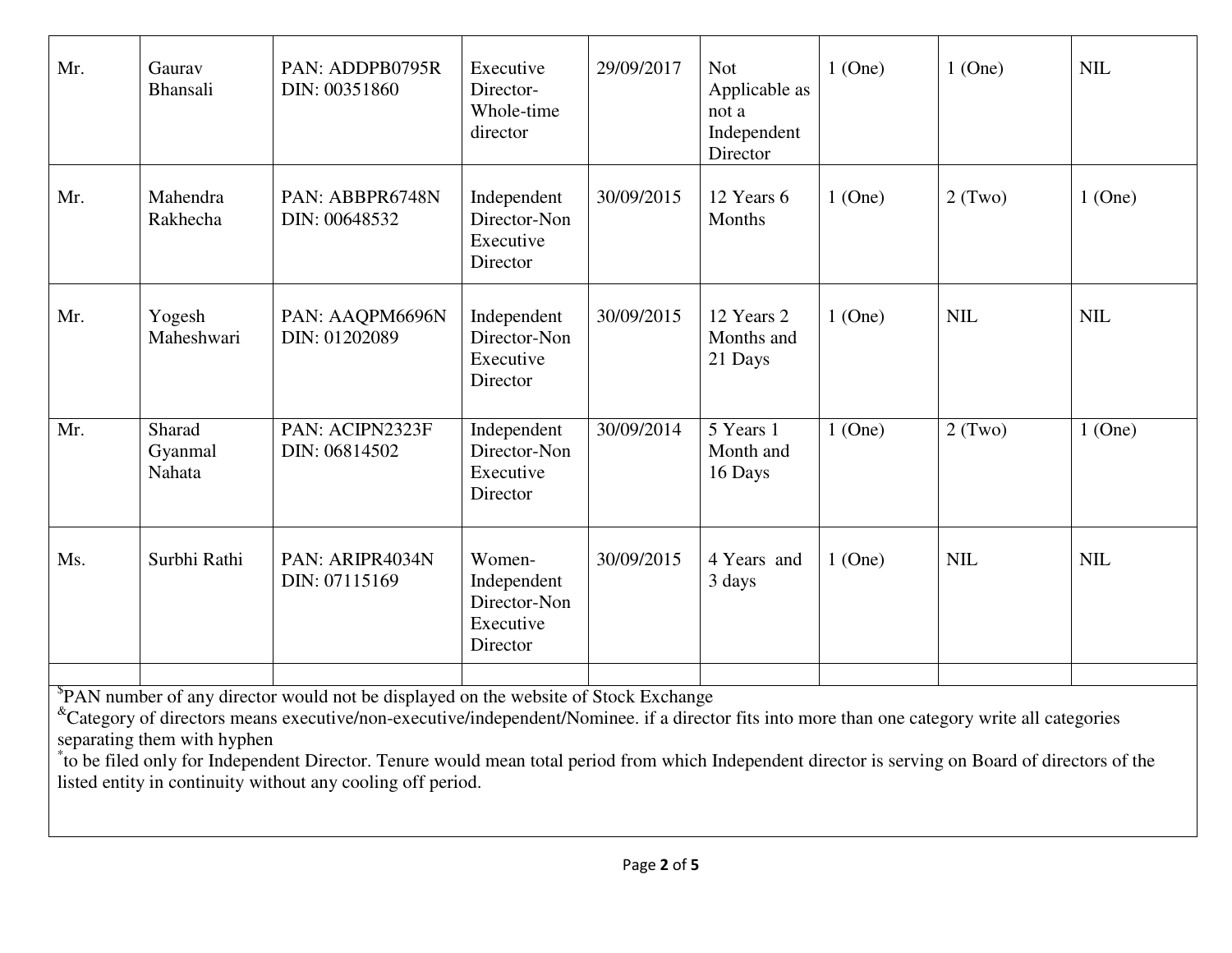| | | | | | | | | |
|---|---|---|---|---|---|---|---|---|
| Mr. | Gaurav Bhansali | PAN: ADDPB0795R DIN: 00351860 | Executive Director-Whole-time director | 29/09/2017 | Not Applicable as not a Independent Director | 1 (One) | 1 (One) | NIL |
| Mr. | Mahendra Rakhecha | PAN: ABBPR6748N DIN: 00648532 | Independent Director-Non Executive Director | 30/09/2015 | 12 Years 6 Months | 1 (One) | 2 (Two) | 1 (One) |
| Mr. | Yogesh Maheshwari | PAN: AAQPM6696N DIN: 01202089 | Independent Director-Non Executive Director | 30/09/2015 | 12 Years 2 Months and 21 Days | 1 (One) | NIL | NIL |
| Mr. | Sharad Gyanmal Nahata | PAN: ACIPN2323F DIN: 06814502 | Independent Director-Non Executive Director | 30/09/2014 | 5 Years 1 Month and 16 Days | 1 (One) | 2 (Two) | 1 (One) |
| Ms. | Surbhi Rathi | PAN: ARIPR4034N DIN: 07115169 | Women-Independent Director-Non Executive Director | 30/09/2015 | 4 Years and 3 days | 1 (One) | NIL | NIL |
| | | | | | | | | |

$PAN number of any director would not be displayed on the website of Stock Exchange

&Category of directors means executive/non-executive/independent/Nominee. if a director fits into more than one category write all categories separating them with hyphen

*to be filed only for Independent Director. Tenure would mean total period from which Independent director is serving on Board of directors of the listed entity in continuity without any cooling off period.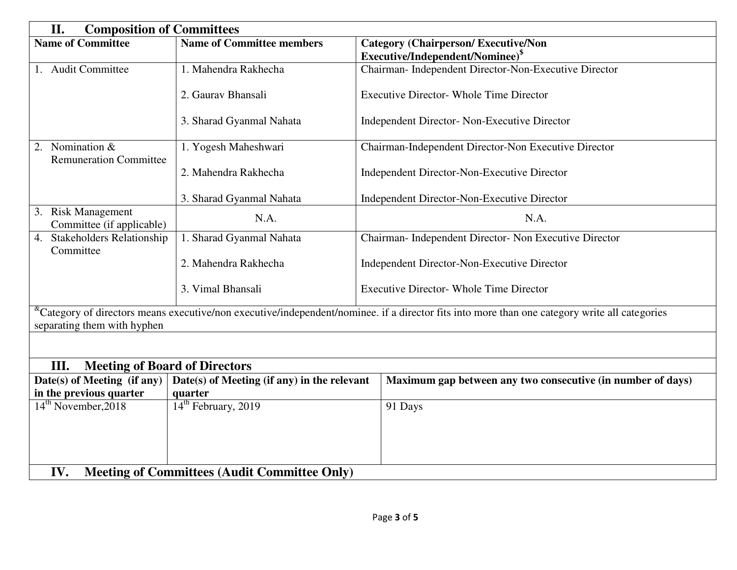## II. Composition of Committees

| Name of Committee | Name of Committee members | Category (Chairperson/ Executive/Non Executive/Independent/Nominee)[$] |
|---|---|---|
| 1. Audit Committee | 1. Mahendra Rakhecha<br>2. Gaurav Bhansali<br>3. Sharad Gyanmal Nahata | Chairman- Independent Director-Non-Executive Director<br>Executive Director- Whole Time Director<br>Independent Director- Non-Executive Director |
| 2. Nomination & Remuneration Committee | 1. Yogesh Maheshwari<br>2. Mahendra Rakhecha<br>3. Sharad Gyanmal Nahata | Chairman-Independent Director-Non Executive Director<br>Independent Director-Non-Executive Director<br>Independent Director-Non-Executive Director |
| 3. Risk Management Committee (if applicable) | N.A. | N.A. |
| 4. Stakeholders Relationship Committee | 1. Sharad Gyanmal Nahata<br>2. Mahendra Rakhecha<br>3. Vimal Bhansali | Chairman- Independent Director- Non Executive Director<br>Independent Director-Non-Executive Director<br>Executive Director- Whole Time Director |

[&]Category of directors means executive/non executive/independent/nominee. if a director fits into more than one category write all categories separating them with hyphen

## III. Meeting of Board of Directors

| Date(s) of Meeting (if any) in the previous quarter | Date(s) of Meeting (if any) in the relevant quarter | Maximum gap between any two consecutive (in number of days) |
|---|---|---|
| 14th November,2018 | 14th February, 2019 | 91 Days |

## IV. Meeting of Committees (Audit Committee Only)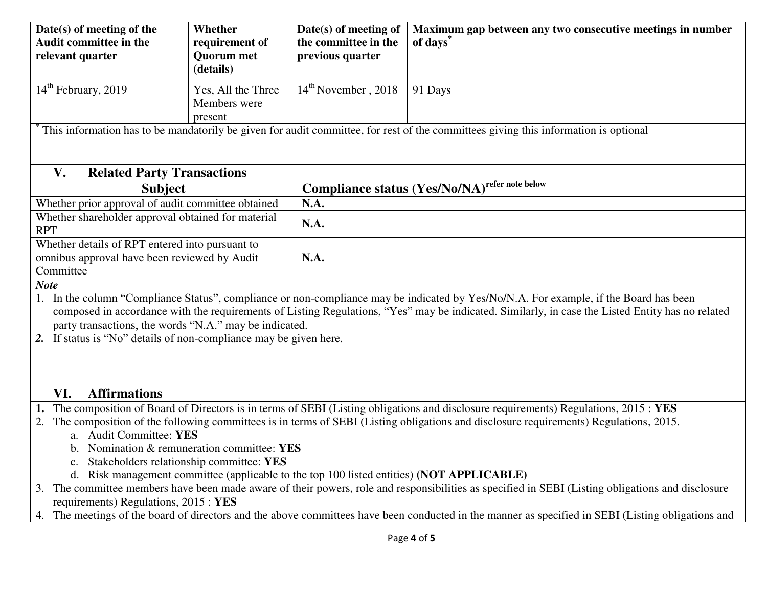| Date(s) of meeting of the Audit committee in the relevant quarter | Whether requirement of Quorum met (details) | Date(s) of meeting of the committee in the previous quarter | Maximum gap between any two consecutive meetings in number of days* |
|---|---|---|---|
| 14th February, 2019 | Yes, All the Three Members were present | 14th November , 2018 | 91 Days |

* This information has to be mandatorily be given for audit committee, for rest of the committees giving this information is optional

## V. Related Party Transactions

| Subject | Compliance status (Yes/No/NA) refer note below |
|---|---|
| Whether prior approval of audit committee obtained | **N.A.** |
| Whether shareholder approval obtained for material RPT | **N.A.** |
| Whether details of RPT entered into pursuant to omnibus approval have been reviewed by Audit Committee | **N.A.** |

***Note***

1. In the column "Compliance Status", compliance or non-compliance may be indicated by Yes/No/N.A. For example, if the Board has been composed in accordance with the requirements of Listing Regulations, "Yes" may be indicated. Similarly, in case the Listed Entity has no related party transactions, the words "N.A." may be indicated.
2. If status is "No" details of non-compliance may be given here.

## VI. Affirmations

1. The composition of Board of Directors is in terms of SEBI (Listing obligations and disclosure requirements) Regulations, 2015 : **YES**
2. The composition of the following committees is in terms of SEBI (Listing obligations and disclosure requirements) Regulations, 2015.
   a. Audit Committee: **YES**
   b. Nomination & remuneration committee: **YES**
   c. Stakeholders relationship committee: **YES**
   d. Risk management committee (applicable to the top 100 listed entities) **(NOT APPLICABLE)**
3. The committee members have been made aware of their powers, role and responsibilities as specified in SEBI (Listing obligations and disclosure requirements) Regulations, 2015 : **YES**
4. The meetings of the board of directors and the above committees have been conducted in the manner as specified in SEBI (Listing obligations and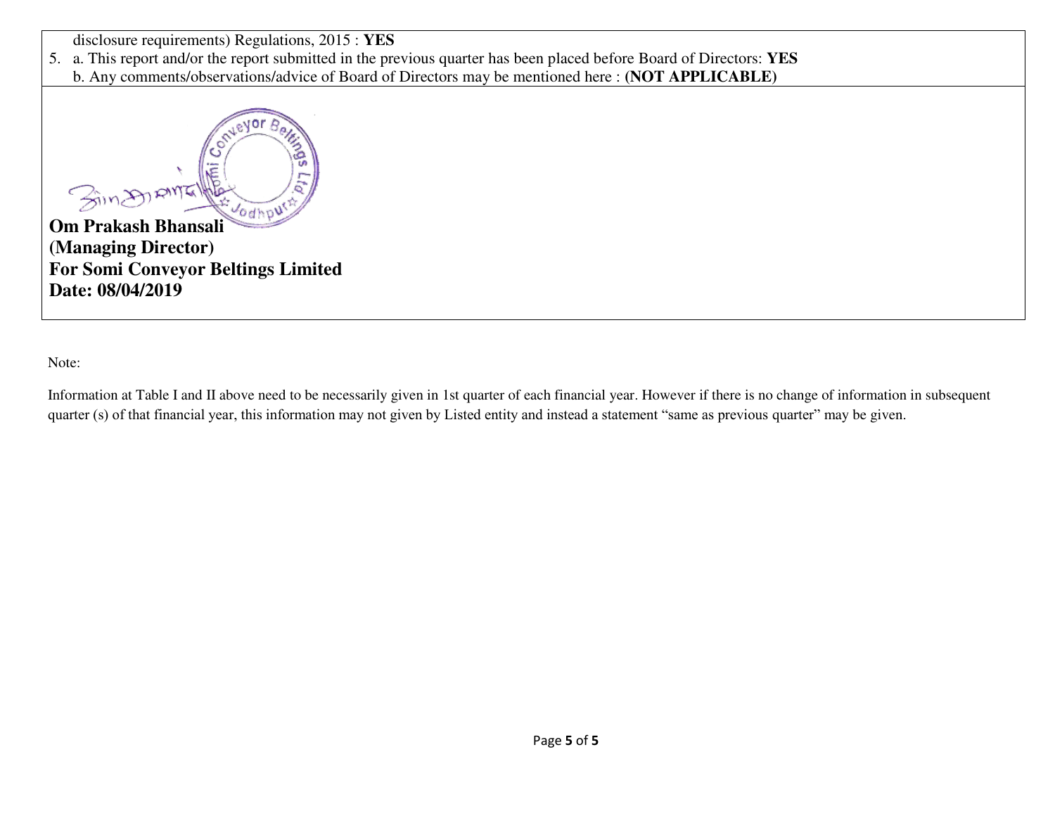disclosure requirements) Regulations, 2015 : **YES**

5. a. This report and/or the report submitted in the previous quarter has been placed before Board of Directors: **YES**
   b. Any comments/observations/advice of Board of Directors may be mentioned here : **(NOT APPLICABLE)**

**Om Prakash Bhansali**
**(Managing Director)**
**For Somi Conveyor Beltings Limited**
**Date: 08/04/2019**

Note:

Information at Table I and II above need to be necessarily given in 1st quarter of each financial year. However if there is no change of information in subsequent quarter (s) of that financial year, this information may not given by Listed entity and instead a statement "same as previous quarter" may be given.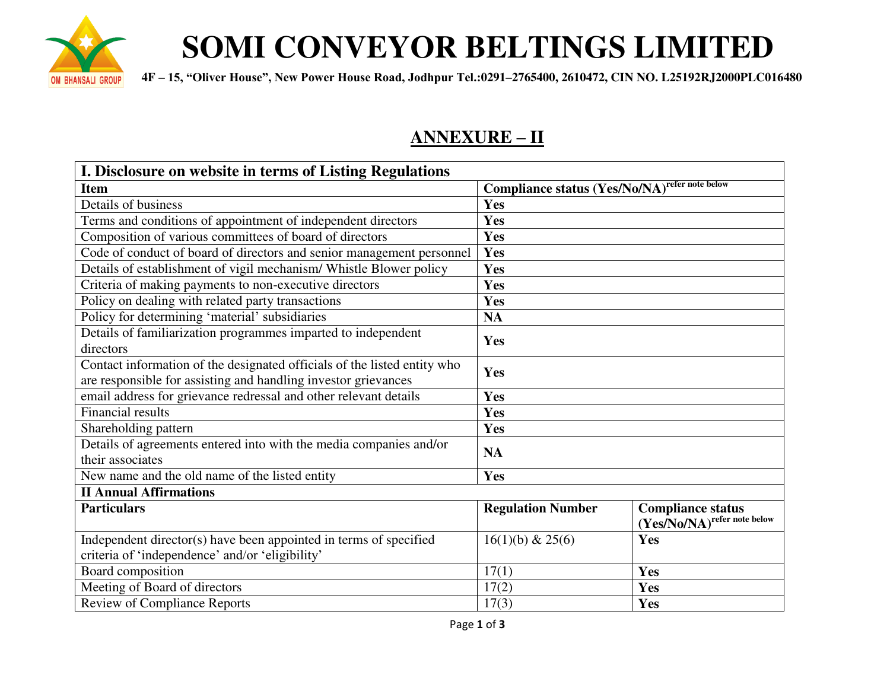# SOMI CONVEYOR BELTINGS LIMITED

**4F – 15, "Oliver House", New Power House Road, Jodhpur Tel.:0291–2765400, 2610472, CIN NO. L25192RJ2000PLC016480**

## ANNEXURE – II

| I. Disclosure on website in terms of Listing Regulations | | |
|---|---|---|
| **Item** | **Compliance status (Yes/No/NA)** refer note below | |
| Details of business | **Yes** | |
| Terms and conditions of appointment of independent directors | **Yes** | |
| Composition of various committees of board of directors | **Yes** | |
| Code of conduct of board of directors and senior management personnel | **Yes** | |
| Details of establishment of vigil mechanism/ Whistle Blower policy | **Yes** | |
| Criteria of making payments to non-executive directors | **Yes** | |
| Policy on dealing with related party transactions | **Yes** | |
| Policy for determining 'material' subsidiaries | **NA** | |
| Details of familiarization programmes imparted to independent directors | **Yes** | |
| Contact information of the designated officials of the listed entity who are responsible for assisting and handling investor grievances | **Yes** | |
| email address for grievance redressal and other relevant details | **Yes** | |
| Financial results | **Yes** | |
| Shareholding pattern | **Yes** | |
| Details of agreements entered into with the media companies and/or their associates | **NA** | |
| New name and the old name of the listed entity | **Yes** | |
| **II Annual Affirmations** | | |
| **Particulars** | **Regulation Number** | **Compliance status (Yes/No/NA)** refer note below |
| Independent director(s) have been appointed in terms of specified criteria of 'independence' and/or 'eligibility' | 16(1)(b) & 25(6) | **Yes** |
| Board composition | 17(1) | **Yes** |
| Meeting of Board of directors | 17(2) | **Yes** |
| Review of Compliance Reports | 17(3) | **Yes** |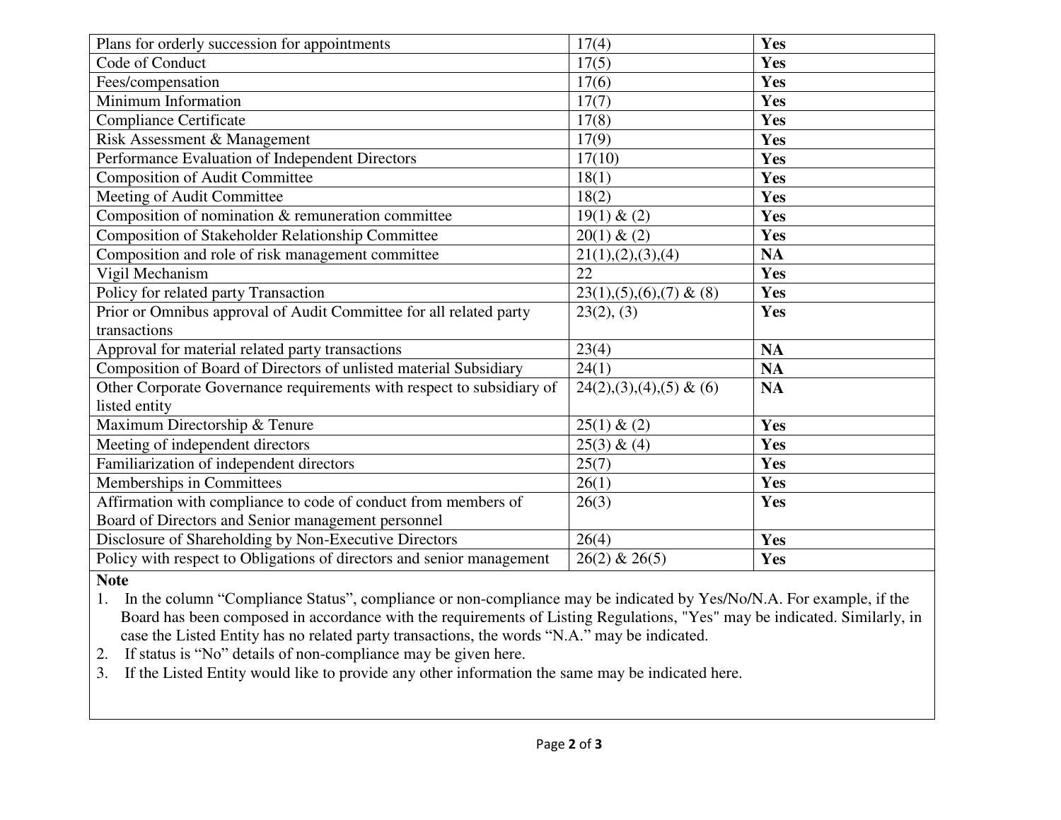| | | |
|---|---|---|
| Plans for orderly succession for appointments | 17(4) | **Yes** |
| Code of Conduct | 17(5) | **Yes** |
| Fees/compensation | 17(6) | **Yes** |
| Minimum Information | 17(7) | **Yes** |
| Compliance Certificate | 17(8) | **Yes** |
| Risk Assessment & Management | 17(9) | **Yes** |
| Performance Evaluation of Independent Directors | 17(10) | **Yes** |
| Composition of Audit Committee | 18(1) | **Yes** |
| Meeting of Audit Committee | 18(2) | **Yes** |
| Composition of nomination & remuneration committee | 19(1) & (2) | **Yes** |
| Composition of Stakeholder Relationship Committee | 20(1) & (2) | **Yes** |
| Composition and role of risk management committee | 21(1),(2),(3),(4) | **NA** |
| Vigil Mechanism | 22 | **Yes** |
| Policy for related party Transaction | 23(1),(5),(6),(7) & (8) | **Yes** |
| Prior or Omnibus approval of Audit Committee for all related party transactions | 23(2), (3) | **Yes** |
| Approval for material related party transactions | 23(4) | **NA** |
| Composition of Board of Directors of unlisted material Subsidiary | 24(1) | **NA** |
| Other Corporate Governance requirements with respect to subsidiary of listed entity | 24(2),(3),(4),(5) & (6) | **NA** |
| Maximum Directorship & Tenure | 25(1) & (2) | **Yes** |
| Meeting of independent directors | 25(3) & (4) | **Yes** |
| Familiarization of independent directors | 25(7) | **Yes** |
| Memberships in Committees | 26(1) | **Yes** |
| Affirmation with compliance to code of conduct from members of Board of Directors and Senior management personnel | 26(3) | **Yes** |
| Disclosure of Shareholding by Non-Executive Directors | 26(4) | **Yes** |
| Policy with respect to Obligations of directors and senior management | 26(2) & 26(5) | **Yes** |

**Note**

1. In the column "Compliance Status", compliance or non-compliance may be indicated by Yes/No/N.A. For example, if the Board has been composed in accordance with the requirements of Listing Regulations, "Yes" may be indicated. Similarly, in case the Listed Entity has no related party transactions, the words "N.A." may be indicated.
2. If status is "No" details of non-compliance may be given here.
3. If the Listed Entity would like to provide any other information the same may be indicated here.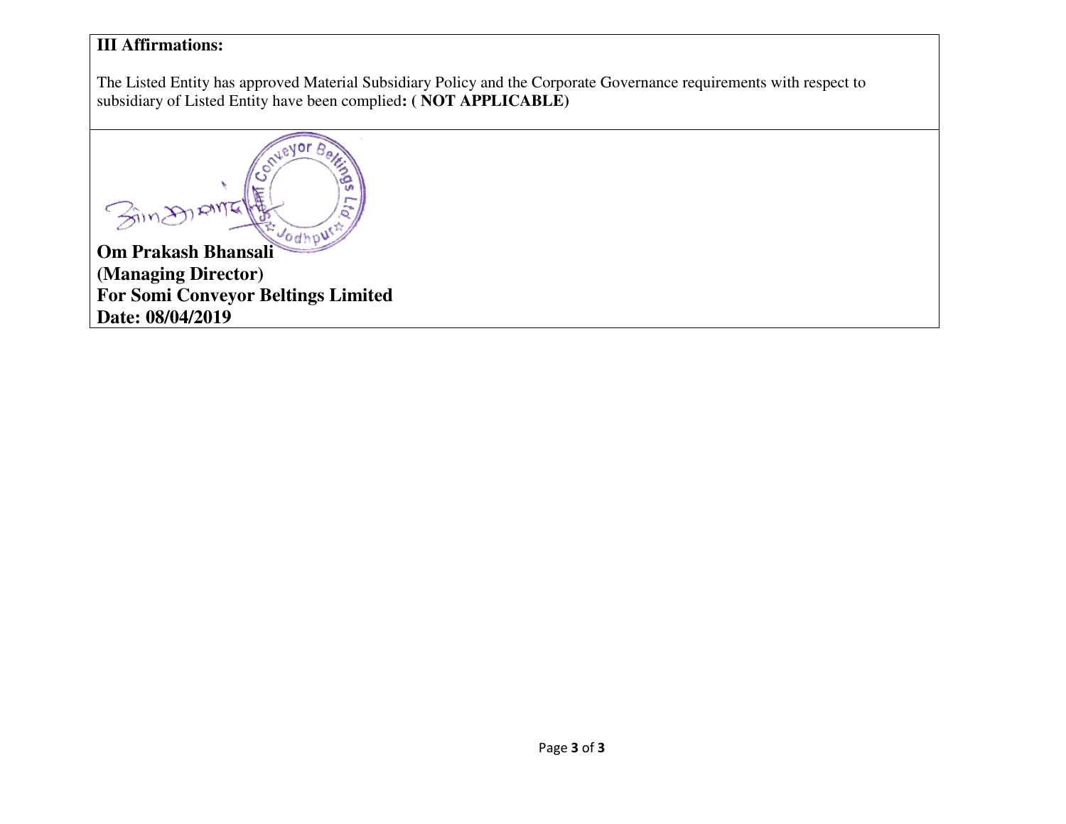**III Affirmations:**

The Listed Entity has approved Material Subsidiary Policy and the Corporate Governance requirements with respect to subsidiary of Listed Entity have been complied**: ( NOT APPLICABLE)**

**Om Prakash Bhansali**
**(Managing Director)**
**For Somi Conveyor Beltings Limited**
**Date: 08/04/2019**